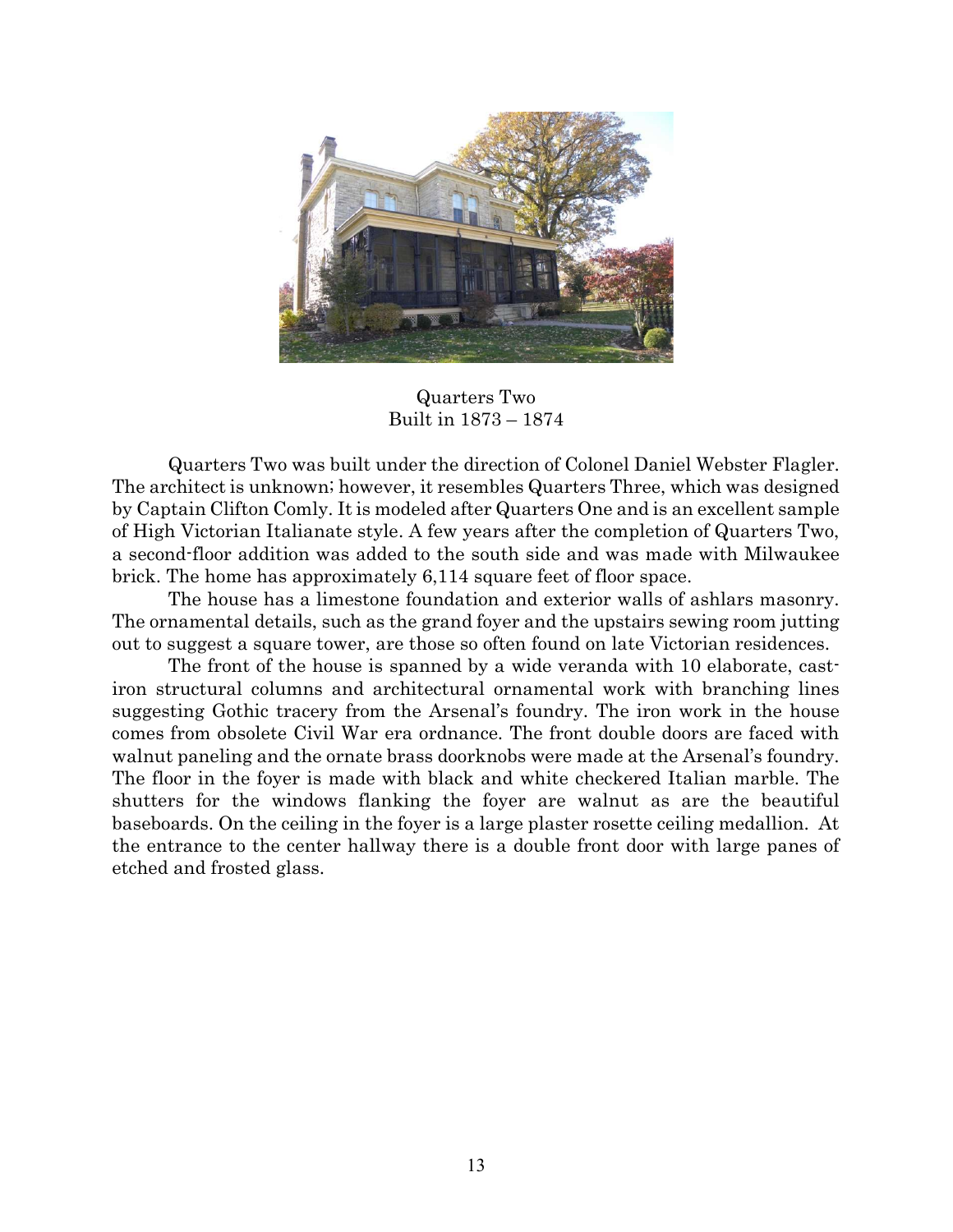Quarters Two
Built in 1873 – 1874

Quarters Two was built under the direction of Colonel Daniel Webster Flagler. The architect is unknown; however, it resembles Quarters Three, which was designed by Captain Clifton Comly. It is modeled after Quarters One and is an excellent sample of High Victorian Italianate style. A few years after the completion of Quarters Two, a second-floor addition was added to the south side and was made with Milwaukee brick. The home has approximately 6,114 square feet of floor space.

The house has a limestone foundation and exterior walls of ashlars masonry. The ornamental details, such as the grand foyer and the upstairs sewing room jutting out to suggest a square tower, are those so often found on late Victorian residences.

The front of the house is spanned by a wide veranda with 10 elaborate, cast-iron structural columns and architectural ornamental work with branching lines suggesting Gothic tracery from the Arsenal's foundry. The iron work in the house comes from obsolete Civil War era ordnance. The front double doors are faced with walnut paneling and the ornate brass doorknobs were made at the Arsenal's foundry. The floor in the foyer is made with black and white checkered Italian marble. The shutters for the windows flanking the foyer are walnut as are the beautiful baseboards. On the ceiling in the foyer is a large plaster rosette ceiling medallion. At the entrance to the center hallway there is a double front door with large panes of etched and frosted glass.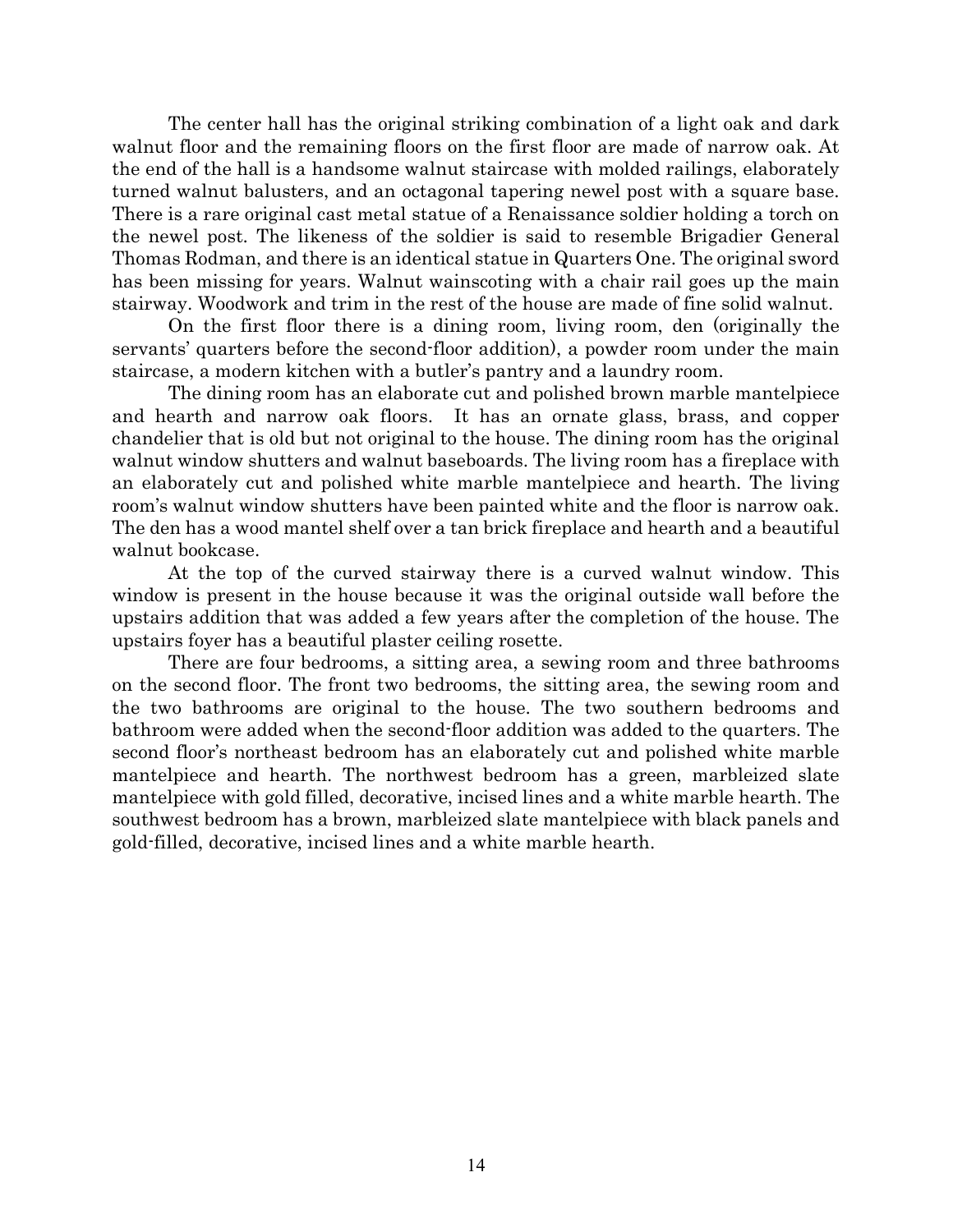The center hall has the original striking combination of a light oak and dark walnut floor and the remaining floors on the first floor are made of narrow oak. At the end of the hall is a handsome walnut staircase with molded railings, elaborately turned walnut balusters, and an octagonal tapering newel post with a square base. There is a rare original cast metal statue of a Renaissance soldier holding a torch on the newel post. The likeness of the soldier is said to resemble Brigadier General Thomas Rodman, and there is an identical statue in Quarters One. The original sword has been missing for years. Walnut wainscoting with a chair rail goes up the main stairway. Woodwork and trim in the rest of the house are made of fine solid walnut.

On the first floor there is a dining room, living room, den (originally the servants' quarters before the second-floor addition), a powder room under the main staircase, a modern kitchen with a butler's pantry and a laundry room.

The dining room has an elaborate cut and polished brown marble mantelpiece and hearth and narrow oak floors. It has an ornate glass, brass, and copper chandelier that is old but not original to the house. The dining room has the original walnut window shutters and walnut baseboards. The living room has a fireplace with an elaborately cut and polished white marble mantelpiece and hearth. The living room's walnut window shutters have been painted white and the floor is narrow oak. The den has a wood mantel shelf over a tan brick fireplace and hearth and a beautiful walnut bookcase.

At the top of the curved stairway there is a curved walnut window. This window is present in the house because it was the original outside wall before the upstairs addition that was added a few years after the completion of the house. The upstairs foyer has a beautiful plaster ceiling rosette.

There are four bedrooms, a sitting area, a sewing room and three bathrooms on the second floor. The front two bedrooms, the sitting area, the sewing room and the two bathrooms are original to the house. The two southern bedrooms and bathroom were added when the second-floor addition was added to the quarters. The second floor's northeast bedroom has an elaborately cut and polished white marble mantelpiece and hearth. The northwest bedroom has a green, marbleized slate mantelpiece with gold filled, decorative, incised lines and a white marble hearth. The southwest bedroom has a brown, marbleized slate mantelpiece with black panels and gold-filled, decorative, incised lines and a white marble hearth.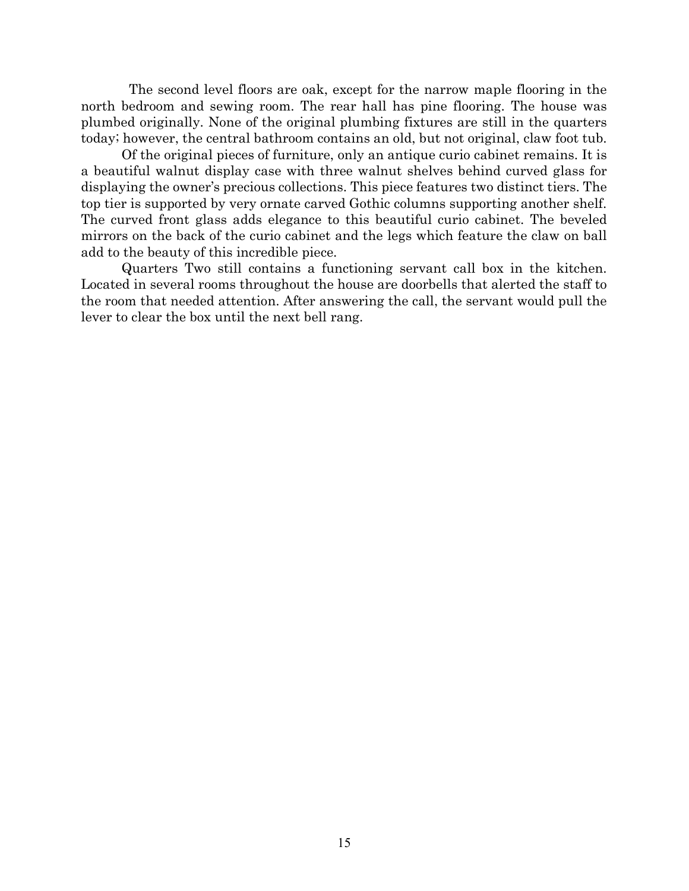The second level floors are oak, except for the narrow maple flooring in the north bedroom and sewing room. The rear hall has pine flooring. The house was plumbed originally. None of the original plumbing fixtures are still in the quarters today; however, the central bathroom contains an old, but not original, claw foot tub.

Of the original pieces of furniture, only an antique curio cabinet remains. It is a beautiful walnut display case with three walnut shelves behind curved glass for displaying the owner's precious collections. This piece features two distinct tiers. The top tier is supported by very ornate carved Gothic columns supporting another shelf. The curved front glass adds elegance to this beautiful curio cabinet. The beveled mirrors on the back of the curio cabinet and the legs which feature the claw on ball add to the beauty of this incredible piece.

Quarters Two still contains a functioning servant call box in the kitchen. Located in several rooms throughout the house are doorbells that alerted the staff to the room that needed attention. After answering the call, the servant would pull the lever to clear the box until the next bell rang.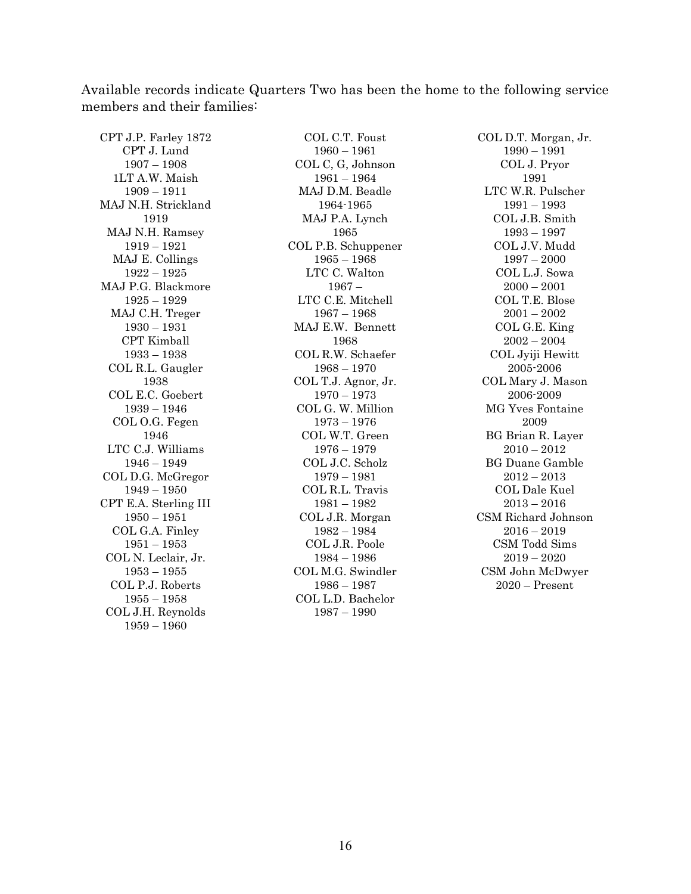Available records indicate Quarters Two has been the home to the following service members and their families:

CPT J.P. Farley 1872
CPT J. Lund
1907 – 1908
1LT A.W. Maish
1909 – 1911
MAJ N.H. Strickland
1919
MAJ N.H. Ramsey
1919 – 1921
MAJ E. Collings
1922 – 1925
MAJ P.G. Blackmore
1925 – 1929
MAJ C.H. Treger
1930 – 1931
CPT Kimball
1933 – 1938
COL R.L. Gaugler
1938
COL E.C. Goebert
1939 – 1946
COL O.G. Fegen
1946
LTC C.J. Williams
1946 – 1949
COL D.G. McGregor
1949 – 1950
CPT E.A. Sterling III
1950 – 1951
COL G.A. Finley
1951 – 1953
COL N. Leclair, Jr.
1953 – 1955
COL P.J. Roberts
1955 – 1958
COL J.H. Reynolds
1959 – 1960

COL C.T. Foust
1960 – 1961
COL C, G, Johnson
1961 – 1964
MAJ D.M. Beadle
1964-1965
MAJ P.A. Lynch
1965
COL P.B. Schuppener
1965 – 1968
LTC C. Walton
1967 –
LTC C.E. Mitchell
1967 – 1968
MAJ E.W. Bennett
1968
COL R.W. Schaefer
1968 – 1970
COL T.J. Agnor, Jr.
1970 – 1973
COL G. W. Million
1973 – 1976
COL W.T. Green
1976 – 1979
COL J.C. Scholz
1979 – 1981
COL R.L. Travis
1981 – 1982
COL J.R. Morgan
1982 – 1984
COL J.R. Poole
1984 – 1986
COL M.G. Swindler
1986 – 1987
COL L.D. Bachelor
1987 – 1990

COL D.T. Morgan, Jr.
1990 – 1991
COL J. Pryor
1991
LTC W.R. Pulscher
1991 – 1993
COL J.B. Smith
1993 – 1997
COL J.V. Mudd
1997 – 2000
COL L.J. Sowa
2000 – 2001
COL T.E. Blose
2001 – 2002
COL G.E. King
2002 – 2004
COL Jyiji Hewitt
2005-2006
COL Mary J. Mason
2006-2009
MG Yves Fontaine
2009
BG Brian R. Layer
2010 – 2012
BG Duane Gamble
2012 – 2013
COL Dale Kuel
2013 – 2016
CSM Richard Johnson
2016 – 2019
CSM Todd Sims
2019 – 2020
CSM John McDwyer
2020 – Present